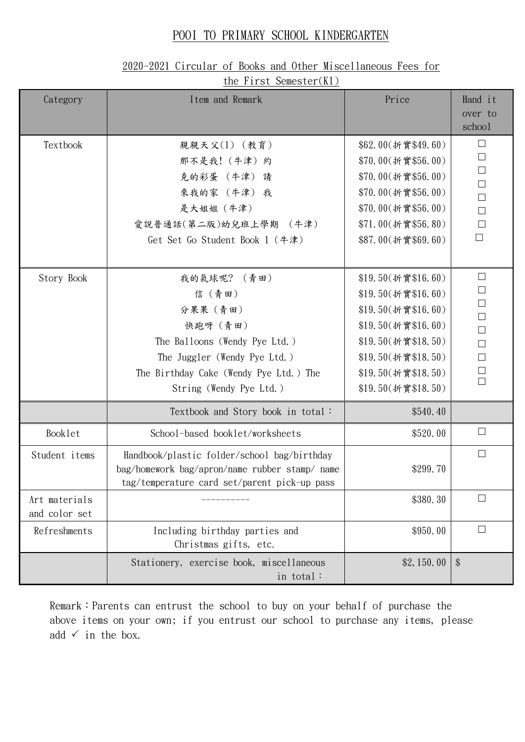# POOI TO PRIMARY SCHOOL KINDERGARTEN

## 2020-2021 Circular of Books and Other Miscellaneous Fees for the First Semester(K1)

| Category | Item and Remark | Price | Hand it over to school |
|---|---|---|---|
| Textbook | 親親天父(1) (教育) | $62.00(折實$49.60) | ☐ |
| | 那不是我!(牛津) 約 | $70.00(折實$56.00) | ☐ |
| | 克的彩蛋 (牛津) 請 | $70.00(折實$56.00) | ☐ |
| | 來我的家 (牛津) 我 | $70.00(折實$56.00) | ☐ |
| | 是大姐姐 (牛津) | $70.00(折實$56.00) | ☐ |
| | 愛說普通話(第二版)幼兒班上學期 (牛津) | $71.00(折實$56.80) | ☐ |
| | Get Set Go Student Book 1 (牛津) | $87.00(折實$69.60) | ☐ |
| | | | ☐ |
| Story Book | 我的氣球呢? (青田) | $19.50(折實$16.60) | ☐ |
| | 信 (青田) | $19.50(折實$16.60) | ☐ |
| | 分果果 (青田) | $19.50(折實$16.60) | ☐ |
| | 快跑呀 (青田) | $19.50(折實$16.60) | ☐ |
| | The Balloons (Wendy Pye Ltd.) | $19.50(折實$18.50) | ☐ |
| | The Juggler (Wendy Pye Ltd.) | $19.50(折實$18.50) | ☐ |
| | The Birthday Cake (Wendy Pye Ltd.) The | $19.50(折實$18.50) | ☐ |
| | String (Wendy Pye Ltd.) | $19.50(折實$18.50) | ☐ |
| | | | ☐ |
| | Textbook and Story book in total: | $540.40 | |
| Booklet | School-based booklet/worksheets | $520.00 | ☐ |
| Student items | Handbook/plastic folder/school bag/birthday bag/homework bag/apron/name rubber stamp/ name tag/temperature card set/parent pick-up pass | $299.70 | ☐ |
| Art materials and color set | ---------- | $380.30 | ☐ |
| Refreshments | Including birthday parties and Christmas gifts, etc. | $950.00 | ☐ |
| | Stationery, exercise book, miscellaneous in total: | $2,150.00 | $ |

Remark:Parents can entrust the school to buy on your behalf of purchase the above items on your own; if you entrust our school to purchase any items, please add ✓ in the box.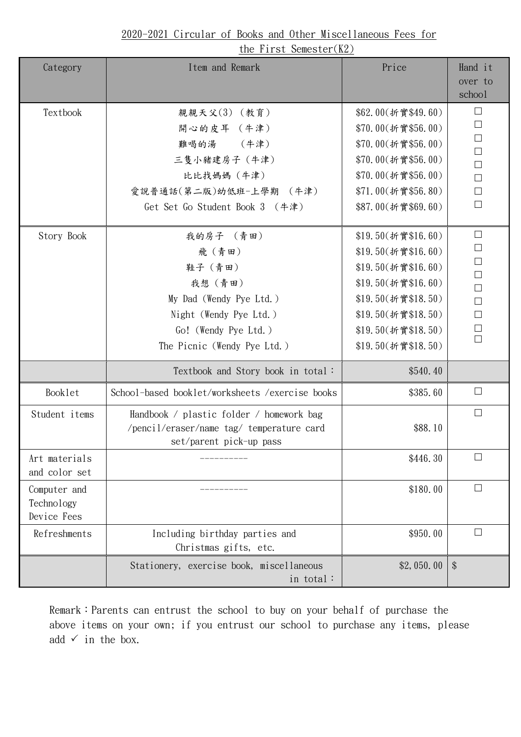## 2020-2021 Circular of Books and Other Miscellaneous Fees for the First Semester(K2)

| Category | Item and Remark | Price | Hand it over to school |
|---|---|---|---|
| Textbook | 親親天父(3)（教育） | $62.00(折實$49.60) | □ |
| | 開心的皮耳 （牛津） | $70.00(折實$56.00) | □ |
| | 難喝的湯 （牛津） | $70.00(折實$56.00) | □ |
| | 三隻小豬建房子（牛津） | $70.00(折實$56.00) | □ |
| | 比比找媽媽（牛津） | $70.00(折實$56.00) | □ |
| | 愛說普通話(第二版)幼低班-上學期 （牛津） | $71.00(折實$56.80) | □ |
| | Get Set Go Student Book 3 （牛津） | $87.00(折實$69.60) | □ |
| | | | □ |
| Story Book | 我的房子 （青田） | $19.50(折實$16.60) | □ |
| | 飛（青田） | $19.50(折實$16.60) | □ |
| | 鞋子（青田） | $19.50(折實$16.60) | □ |
| | 我想（青田） | $19.50(折實$16.60) | □ |
| | My Dad (Wendy Pye Ltd.) | $19.50(折實$18.50) | □ |
| | Night (Wendy Pye Ltd.) | $19.50(折實$18.50) | □ |
| | Go! (Wendy Pye Ltd.) | $19.50(折實$18.50) | □ |
| | The Picnic (Wendy Pye Ltd.) | $19.50(折實$18.50) | □ |
| | | | □ |
| | Textbook and Story book in total： | $540.40 | |
| Booklet | School-based booklet/worksheets /exercise books | $385.60 | □ |
| Student items | Handbook / plastic folder / homework bag /pencil/eraser/name tag/ temperature card set/parent pick-up pass | $88.10 | □ |
| Art materials and color set | ---------- | $446.30 | □ |
| Computer and Technology Device Fees | ---------- | $180.00 | □ |
| Refreshments | Including birthday parties and Christmas gifts, etc. | $950.00 | □ |
| | Stationery, exercise book, miscellaneous in total： | $2,050.00 | $ |

Remark：Parents can entrust the school to buy on your behalf of purchase the above items on your own; if you entrust our school to purchase any items, please add ✓ in the box.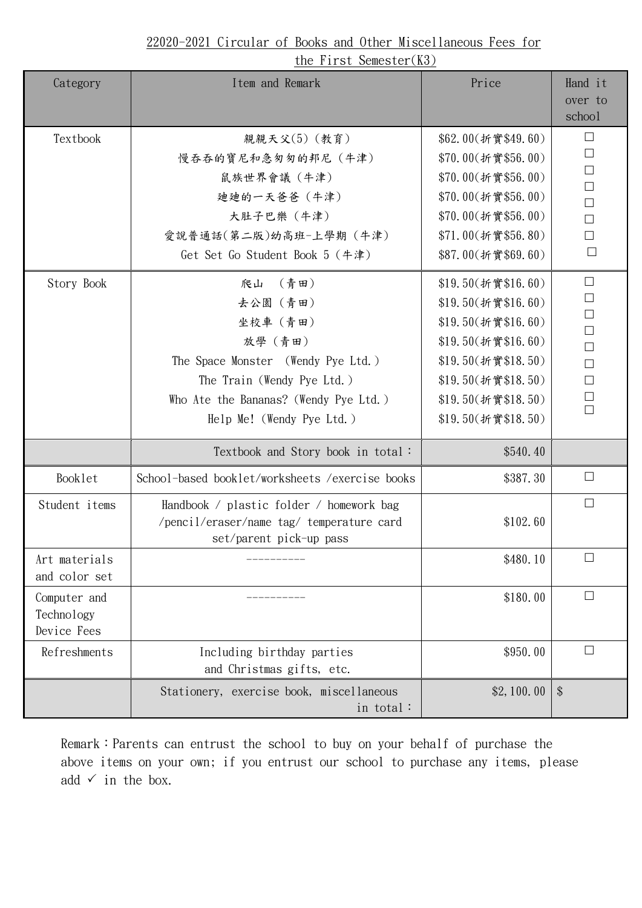# 22020-2021 Circular of Books and Other Miscellaneous Fees for the First Semester(K3)

| Category | Item and Remark | Price | Hand it over to school |
|---|---|---|---|
| Textbook | 親親天父(5)（教育） | $62.00(折實$49.60) | ☐ |
| | 慢吞吞的寶尼和急匆匆的邦尼（牛津） | $70.00(折實$56.00) | ☐ |
| | 鼠族世界會議（牛津） | $70.00(折實$56.00) | ☐ |
| | 廸廸的一天爸爸（牛津） | $70.00(折實$56.00) | ☐ |
| | 大肚子巴樂（牛津） | $70.00(折實$56.00) | ☐ |
| | 愛說普通話(第二版)幼高班-上學期（牛津） | $71.00(折實$56.80) | ☐ |
| | Get Set Go Student Book 5（牛津） | $87.00(折實$69.60) | ☐ |
| Story Book | 爬山 （青田） | $19.50(折實$16.60) | ☐ |
| | 去公園（青田） | $19.50(折實$16.60) | ☐ |
| | 坐校車（青田） | $19.50(折實$16.60) | ☐ |
| | 放學（青田） | $19.50(折實$16.60) | ☐ |
| | The Space Monster (Wendy Pye Ltd.) | $19.50(折實$18.50) | ☐ |
| | The Train (Wendy Pye Ltd.) | $19.50(折實$18.50) | ☐ |
| | Who Ate the Bananas? (Wendy Pye Ltd.) | $19.50(折實$18.50) | ☐ |
| | Help Me! (Wendy Pye Ltd.) | $19.50(折實$18.50) | ☐ |
| | Textbook and Story book in total： | $540.40 | |
| Booklet | School-based booklet/worksheets /exercise books | $387.30 | ☐ |
| Student items | Handbook / plastic folder / homework bag /pencil/eraser/name tag/ temperature card set/parent pick-up pass | $102.60 | ☐ |
| Art materials and color set | ---------- | $480.10 | ☐ |
| Computer and Technology Device Fees | ---------- | $180.00 | ☐ |
| Refreshments | Including birthday parties and Christmas gifts, etc. | $950.00 | ☐ |
| | Stationery, exercise book, miscellaneous in total： | $2,100.00 | $ |

Remark：Parents can entrust the school to buy on your behalf of purchase the above items on your own; if you entrust our school to purchase any items, please add ✓ in the box.